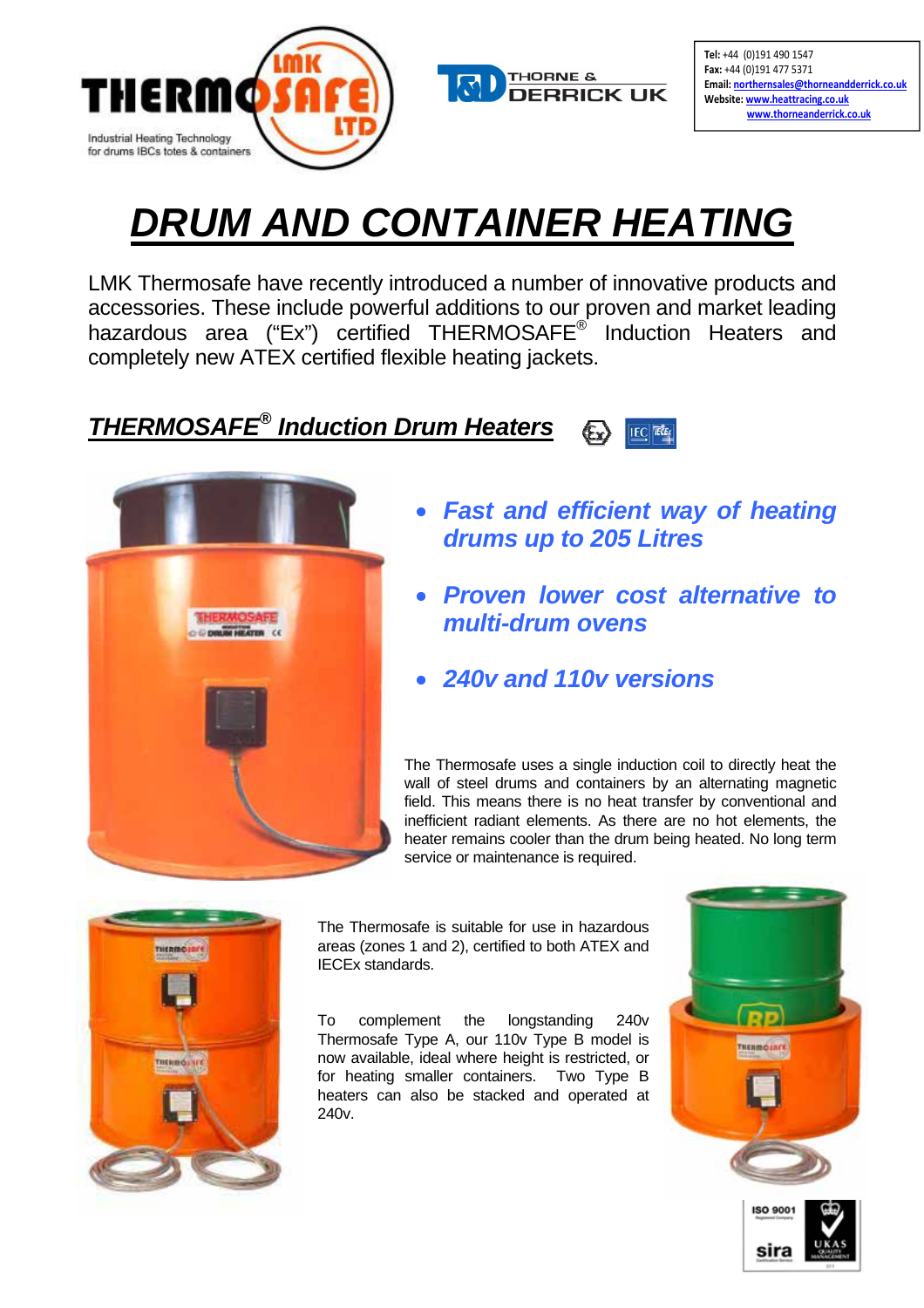**Tel:** +44 (0)191 490 1547
**Fax:** +44 (0)191 477 5371
**Email:** northernsales@thorneandderrick.co.uk
**Website:** www.heattracing.co.uk
www.thorneanderrick.co.uk

# *DRUM AND CONTAINER HEATING*

LMK Thermosafe have recently introduced a number of innovative products and accessories. These include powerful additions to our proven and market leading hazardous area ("Ex") certified THERMOSAFE® Induction Heaters and completely new ATEX certified flexible heating jackets.

## *THERMOSAFE® Induction Drum Heaters*

- ***Fast and efficient way of heating drums up to 205 Litres***
- ***Proven lower cost alternative to multi-drum ovens***
- ***240v and 110v versions***

The Thermosafe uses a single induction coil to directly heat the wall of steel drums and containers by an alternating magnetic field. This means there is no heat transfer by conventional and inefficient radiant elements. As there are no hot elements, the heater remains cooler than the drum being heated. No long term service or maintenance is required.

The Thermosafe is suitable for use in hazardous areas (zones 1 and 2), certified to both ATEX and IECEx standards.

To complement the longstanding 240v Thermosafe Type A, our 110v Type B model is now available, ideal where height is restricted, or for heating smaller containers. Two Type B heaters can also be stacked and operated at 240v.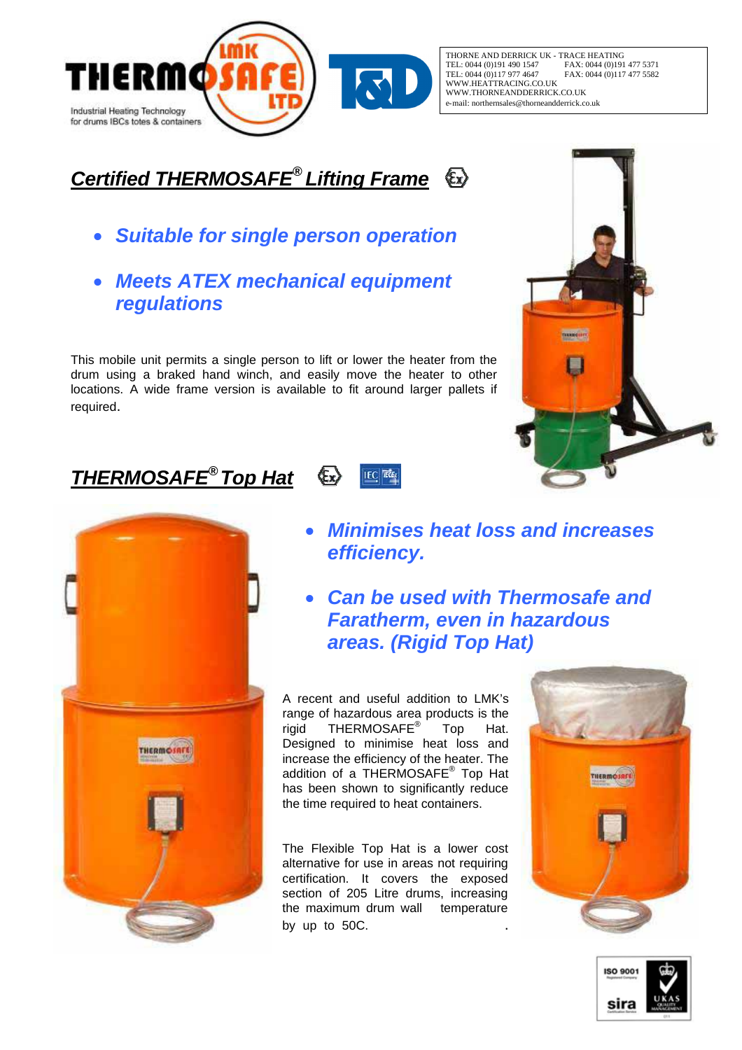THORNE AND DERRICK UK - TRACE HEATING
TEL: 0044 (0)191 490 1547 FAX: 0044 (0)191 477 5371
TEL: 0044 (0)117 977 4647 FAX: 0044 (0)117 477 5582
WWW.HEATTRACING.CO.UK
WWW.THORNEANDDERRICK.CO.UK
e-mail: northernsales@thorneandderrick.co.uk

## *Certified THERMOSAFE® Lifting Frame*

- ***Suitable for single person operation***
- ***Meets ATEX mechanical equipment regulations***

This mobile unit permits a single person to lift or lower the heater from the drum using a braked hand winch, and easily move the heater to other locations. A wide frame version is available to fit around larger pallets if required.

## *THERMOSAFE® Top Hat*

- ***Minimises heat loss and increases efficiency.***
- ***Can be used with Thermosafe and Faratherm, even in hazardous areas. (Rigid Top Hat)***

A recent and useful addition to LMK's range of hazardous area products is the rigid THERMOSAFE® Top Hat. Designed to minimise heat loss and increase the efficiency of the heater. The addition of a THERMOSAFE® Top Hat has been shown to significantly reduce the time required to heat containers.

The Flexible Top Hat is a lower cost alternative for use in areas not requiring certification. It covers the exposed section of 205 Litre drums, increasing the maximum drum wall temperature by up to 50C.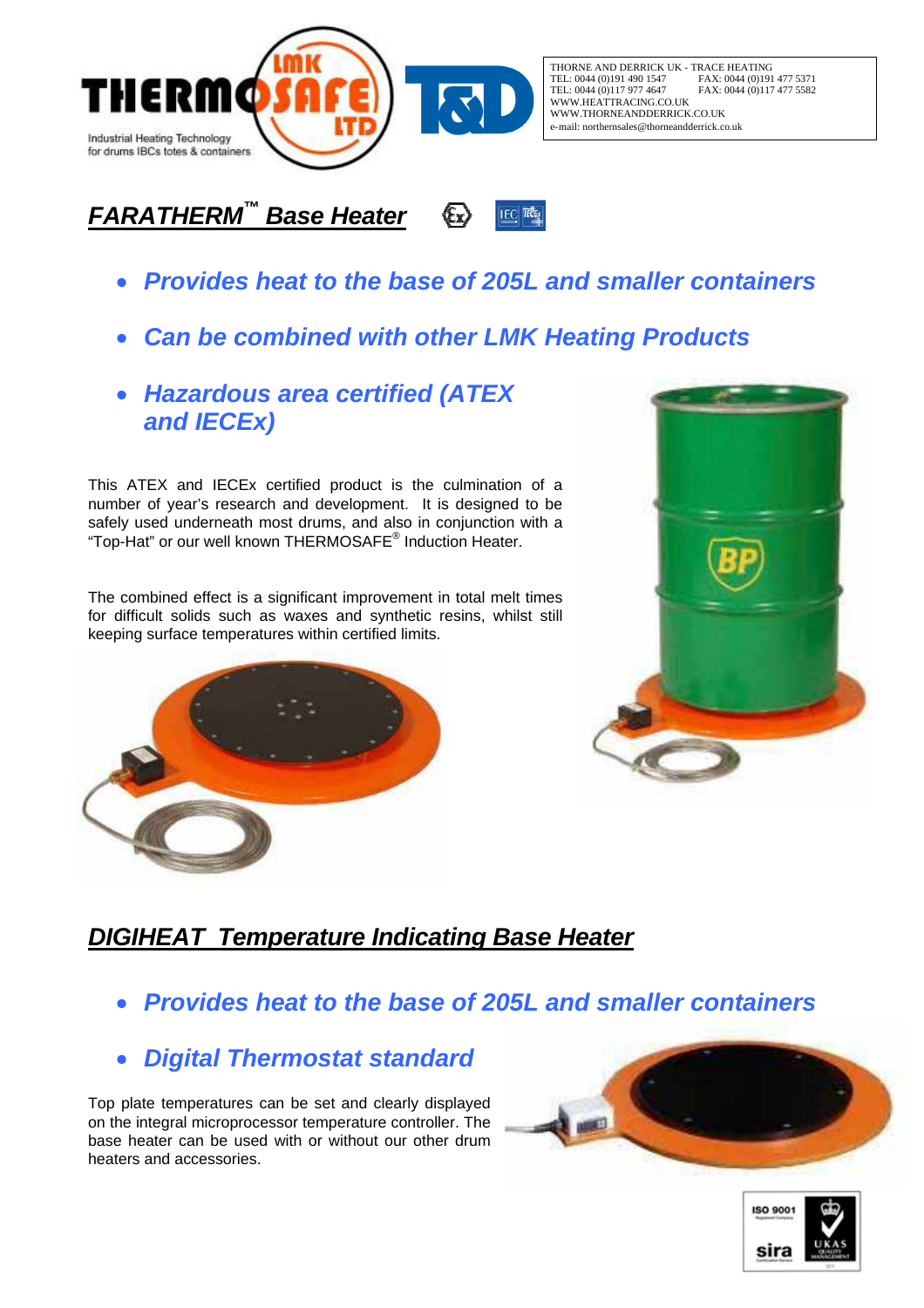THERMOSAFE LMK LTD

Industrial Heating Technology for drums IBCs totes & containers

T&D

THORNE AND DERRICK UK - TRACE HEATING
TEL: 0044 (0)191 490 1547 FAX: 0044 (0)191 477 5371
TEL: 0044 (0)117 977 4647 FAX: 0044 (0)117 477 5582
WWW.HEATTRACING.CO.UK
WWW.THORNEANDDERRICK.CO.UK
e-mail: northernsales@thorneandderrick.co.uk

## *FARATHERM™ Base Heater*

- ***Provides heat to the base of 205L and smaller containers***
- ***Can be combined with other LMK Heating Products***
- ***Hazardous area certified (ATEX and IECEx)***

This ATEX and IECEx certified product is the culmination of a number of year's research and development. It is designed to be safely used underneath most drums, and also in conjunction with a "Top-Hat" or our well known THERMOSAFE® Induction Heater.

The combined effect is a significant improvement in total melt times for difficult solids such as waxes and synthetic resins, whilst still keeping surface temperatures within certified limits.

## *DIGIHEAT Temperature Indicating Base Heater*

- ***Provides heat to the base of 205L and smaller containers***
- ***Digital Thermostat standard***

Top plate temperatures can be set and clearly displayed on the integral microprocessor temperature controller. The base heater can be used with or without our other drum heaters and accessories.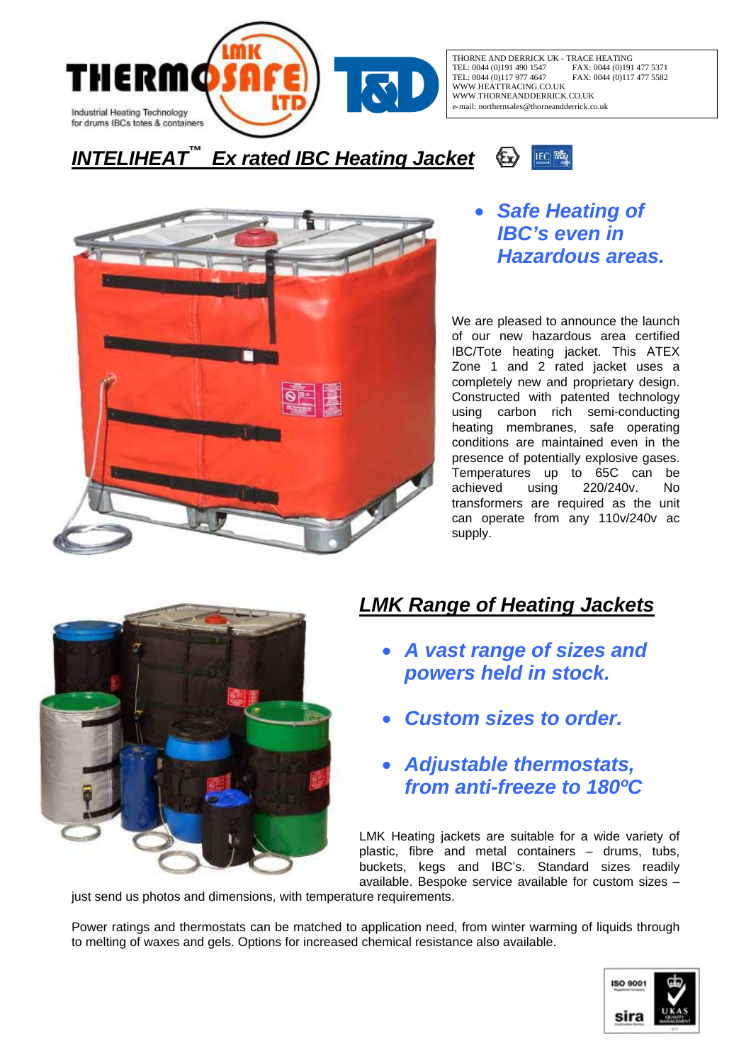THORNE AND DERRICK UK - TRACE HEATING
TEL: 0044 (0)191 490 1547 FAX: 0044 (0)191 477 5371
TEL: 0044 (0)117 977 4647 FAX: 0044 (0)117 477 5582
WWW.HEATTRACING.CO.UK
WWW.THORNEANDDERRICK.CO.UK
e-mail: northernsales@thorneandderrick.co.uk

# ***INTELIHEAT™ Ex rated IBC Heating Jacket***

- ***Safe Heating of IBC's even in Hazardous areas.***

We are pleased to announce the launch of our new hazardous area certified IBC/Tote heating jacket. This ATEX Zone 1 and 2 rated jacket uses a completely new and proprietary design. Constructed with patented technology using carbon rich semi-conducting heating membranes, safe operating conditions are maintained even in the presence of potentially explosive gases. Temperatures up to 65C can be achieved using 220/240v. No transformers are required as the unit can operate from any 110v/240v ac supply.

## ***LMK Range of Heating Jackets***

- ***A vast range of sizes and powers held in stock.***
- ***Custom sizes to order.***
- ***Adjustable thermostats, from anti-freeze to 180ºC***

LMK Heating jackets are suitable for a wide variety of plastic, fibre and metal containers – drums, tubs, buckets, kegs and IBC's. Standard sizes readily available. Bespoke service available for custom sizes – just send us photos and dimensions, with temperature requirements.

Power ratings and thermostats can be matched to application need, from winter warming of liquids through to melting of waxes and gels. Options for increased chemical resistance also available.